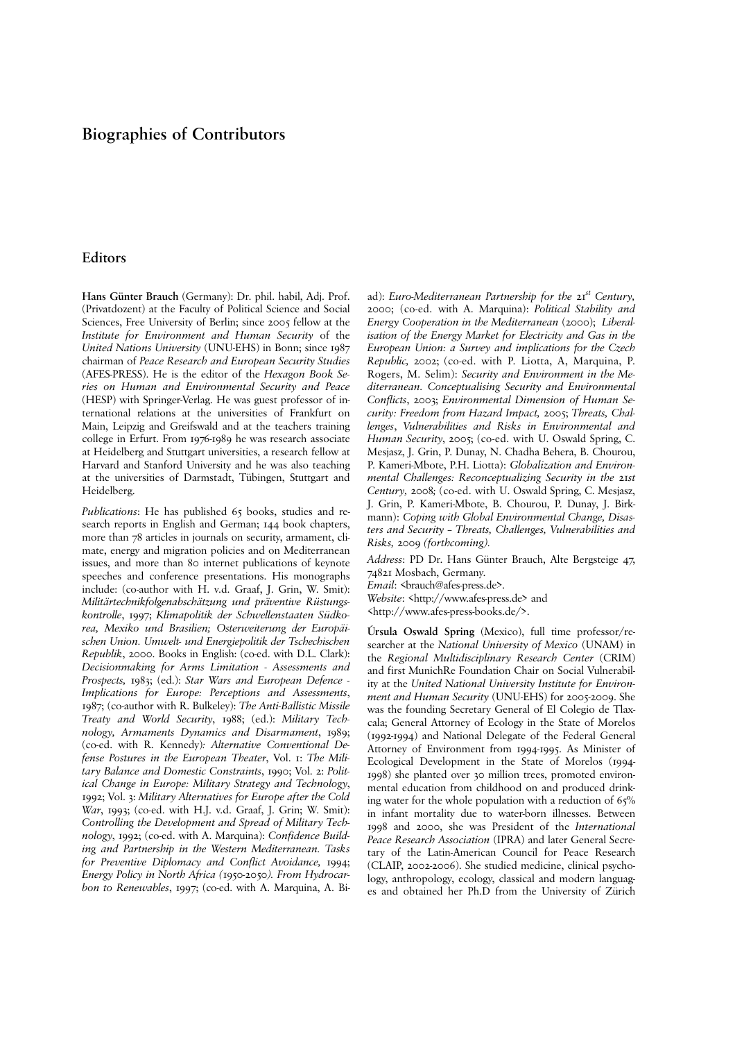# Biographies of Contributors

## Editors

**Hans Günter Brauch** (Germany): Dr. phil. habil, Adj. Prof. (Privatdozent) at the Faculty of Political Science and Social Sciences, Free University of Berlin; since 2005 fellow at the *Institute for Environment and Human Security* of the *United Nations University* (UNU-EHS) in Bonn; since 1987 chairman of *Peace Research and European Security Studies* (AFES-PRESS). He is the editor of the *Hexagon Book Series on Human and Environmental Security and Peace* (HESP) with Springer-Verlag. He was guest professor of international relations at the universities of Frankfurt on Main, Leipzig and Greifswald and at the teachers training college in Erfurt. From 1976-1989 he was research associate at Heidelberg and Stuttgart universities, a research fellow at Harvard and Stanford University and he was also teaching at the universities of Darmstadt, Tübingen, Stuttgart and Heidelberg.

*Publications*: He has published 65 books, studies and research reports in English and German; 144 book chapters, more than 78 articles in journals on security, armament, climate, energy and migration policies and on Mediterranean issues, and more than 80 internet publications of keynote speeches and conference presentations. His monographs include: (co-author with H. v.d. Graaf, J. Grin, W. Smit): *Militärtechnikfolgenabschätzung und präventive Rüstungskontrolle*, 1997; *Klimapolitik der Schwellenstaaten Südkorea, Mexiko und Brasilien; Osterweiterung der Europäischen Union. Umwelt- und Energiepolitik der Tschechischen Republik*, 2000. Books in English: (co-ed. with D.L. Clark): *Decisionmaking for Arms Limitation - Assessments and Prospects,* 1983; (ed.): *Star Wars and European Defence - Implications for Europe: Perceptions and Assessments*, 1987; (co-author with R. Bulkeley): *The Anti-Ballistic Missile Treaty and World Security*, 1988; (ed.): *Military Technology, Armaments Dynamics and Disarmament*, 1989; (co-ed. with R. Kennedy): *Alternative Conventional Defense Postures in the European Theater*, Vol. 1: *The Military Balance and Domestic Constraints*, 1990; Vol. 2: *Political Change in Europe: Military Strategy and Technology*, 1992; Vol. 3: *Military Alternatives for Europe after the Cold War*, 1993; (co-ed. with H.J. v.d. Graaf, J. Grin; W. Smit): *Controlling the Development and Spread of Military Technology*, 1992; (co-ed. with A. Marquina): *Confidence Building and Partnership in the Western Mediterranean. Tasks for Preventive Diplomacy and Conflict Avoidance,* 1994; *Energy Policy in North Africa (1950-2050). From Hydrocarbon to Renewables*, 1997; (co-ed. with A. Marquina, A. Biad): *Euro-Mediterranean Partnership for the 21st Century,* 2000; (co-ed. with A. Marquina): *Political Stability and Energy Cooperation in the Mediterranean* (2000); *Liberalisation of the Energy Market for Electricity and Gas in the European Union: a Survey and implications for the Czech Republic,* 2002; (co-ed. with P. Liotta, A, Marquina, P. Rogers, M. Selim): *Security and Environment in the Mediterranean. Conceptualising Security and Environmental Conflicts*, 2003; *Environmental Dimension of Human Security: Freedom from Hazard Impact,* 2005; *Threats, Challenges, Vulnerabilities and Risks in Environmental and Human Security*, 2005; (co-ed. with U. Oswald Spring, C. Mesjasz, J. Grin, P. Dunay, N. Chadha Behera, B. Chourou, P. Kameri-Mbote, P.H. Liotta): *Globalization and Environmental Challenges: Reconceptualizing Security in the 21st Century,* 2008; (co-ed. with U. Oswald Spring, C. Mesjasz, J. Grin, P. Kameri-Mbote, B. Chourou, P. Dunay, J. Birkmann): *Coping with Global Environmental Change, Disasters and Security – Threats, Challenges, Vulnerabilities and Risks,* 2009 *(forthcoming).*

*Address*: PD Dr. Hans Günter Brauch, Alte Bergsteige 47, 74821 Mosbach, Germany.
*Email*: <brauch@afes-press.de>.
*Website*: <http://www.afes-press.de> and <http://www.afes-press-books.de/>.

**Úrsula Oswald Spring** (Mexico), full time professor/researcher at the *National University of Mexico* (UNAM) in the *Regional Multidisciplinary Research Center* (CRIM) and first MunichRe Foundation Chair on Social Vulnerability at the *United National University Institute for Environment and Human Security* (UNU-EHS) for 2005-2009. She was the founding Secretary General of El Colegio de Tlaxcala; General Attorney of Ecology in the State of Morelos (1992-1994) and National Delegate of the Federal General Attorney of Environment from 1994-1995. As Minister of Ecological Development in the State of Morelos (1994-1998) she planted over 30 million trees, promoted environmental education from childhood on and produced drinking water for the whole population with a reduction of 65% in infant mortality due to water-born illnesses. Between 1998 and 2000, she was President of the *International Peace Research Association* (IPRA) and later General Secretary of the Latin-American Council for Peace Research (CLAIP, 2002-2006). She studied medicine, clinical psychology, anthropology, ecology, classical and modern languages and obtained her Ph.D from the University of Zürich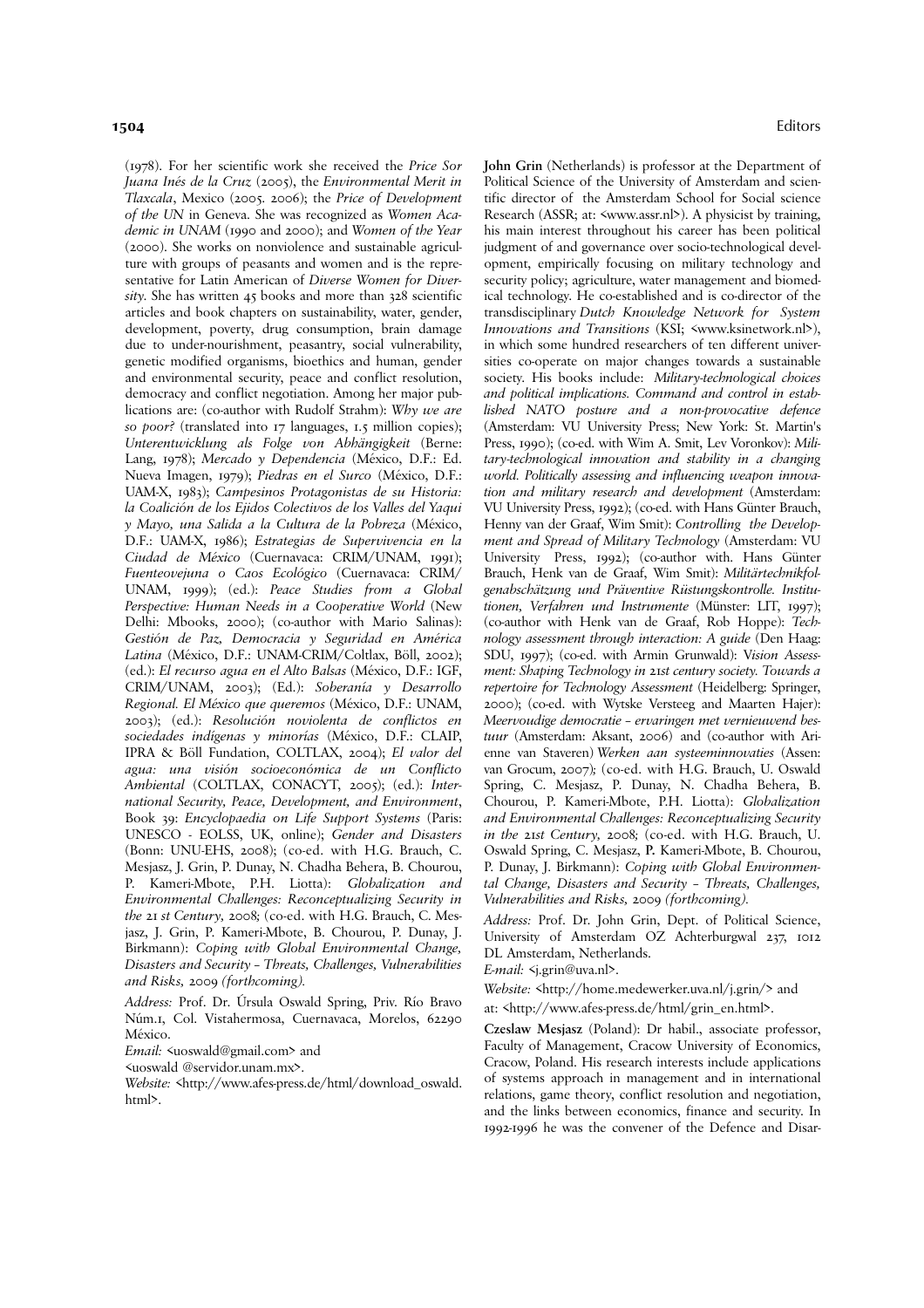(1978). For her scientific work she received the *Price Sor Juana Inés de la Cruz* (2005), the *Environmental Merit in Tlaxcala*, Mexico (2005. 2006); the *Price of Development of the UN* in Geneva. She was recognized as *Women Academic in UNAM* (1990 and 2000); and *Women of the Year* (2000). She works on nonviolence and sustainable agriculture with groups of peasants and women and is the representative for Latin American of *Diverse Women for Diversity*. She has written 45 books and more than 328 scientific articles and book chapters on sustainability, water, gender, development, poverty, drug consumption, brain damage due to under-nourishment, peasantry, social vulnerability, genetic modified organisms, bioethics and human, gender and environmental security, peace and conflict resolution, democracy and conflict negotiation. Among her major publications are: (co-author with Rudolf Strahm): *Why we are so poor?* (translated into 17 languages, 1.5 million copies); *Unterentwicklung als Folge von Abhängigkeit* (Berne: Lang, 1978); *Mercado y Dependencia* (México, D.F.: Ed. Nueva Imagen, 1979); *Piedras en el Surco* (México, D.F.: UAM-X, 1983); *Campesinos Protagonistas de su Historia: la Coalición de los Ejidos Colectivos de los Valles del Yaqui y Mayo, una Salida a la Cultura de la Pobreza* (México, D.F.: UAM-X, 1986); *Estrategias de Supervivencia en la Ciudad de México* (Cuernavaca: CRIM/UNAM, 1991); *Fuenteovejuna o Caos Ecológico* (Cuernavaca: CRIM/UNAM, 1999); (ed.): *Peace Studies from a Global Perspective: Human Needs in a Cooperative World* (New Delhi: Mbooks, 2000); (co-author with Mario Salinas): *Gestión de Paz, Democracia y Seguridad en América Latina* (México, D.F.: UNAM-CRIM/Coltlax, Böll, 2002); (ed.): *El recurso agua en el Alto Balsas* (México, D.F.: IGF, CRIM/UNAM, 2003); (Ed.): *Soberanía y Desarrollo Regional. El México que queremos* (México, D.F.: UNAM, 2003); (ed.): *Resolución noviolenta de conflictos en sociedades indígenas y minorías* (México, D.F.: CLAIP, IPRA & Böll Fundation, COLTLAX, 2004); *El valor del agua: una visión socioeconómica de un Conflicto Ambiental* (COLTLAX, CONACYT, 2005); (ed.): *International Security, Peace, Development, and Environment*, Book 39: *Encyclopaedia on Life Support Systems* (Paris: UNESCO - EOLSS, UK, online); *Gender and Disasters* (Bonn: UNU-EHS, 2008); (co-ed. with H.G. Brauch, C. Mesjasz, J. Grin, P. Dunay, N. Chadha Behera, B. Chourou, P. Kameri-Mbote, P.H. Liotta): *Globalization and Environmental Challenges: Reconceptualizing Security in the 21 st Century*, 2008; (co-ed. with H.G. Brauch, C. Mesjasz, J. Grin, P. Kameri-Mbote, B. Chourou, P. Dunay, J. Birkmann): *Coping with Global Environmental Change, Disasters and Security – Threats, Challenges, Vulnerabilities and Risks*, 2009 *(forthcoming)*.

*Address:* Prof. Dr. Úrsula Oswald Spring, Priv. Río Bravo Núm.1, Col. Vistahermosa, Cuernavaca, Morelos, 62290 México.

*Email:* <uoswald@gmail.com> and <uoswald @servidor.unam.mx>.

*Website:* <http://www.afes-press.de/html/download_oswald.html>.

**John Grin** (Netherlands) is professor at the Department of Political Science of the University of Amsterdam and scientific director of the Amsterdam School for Social science Research (ASSR; at: <www.assr.nl>). A physicist by training, his main interest throughout his career has been political judgment of and governance over socio-technological development, empirically focusing on military technology and security policy; agriculture, water management and biomedical technology. He co-established and is co-director of the transdisciplinary *Dutch Knowledge Network for System Innovations and Transitions* (KSI; <www.ksinetwork.nl>), in which some hundred researchers of ten different universities co-operate on major changes towards a sustainable society. His books include: *Military-technological choices and political implications. Command and control in established NATO posture and a non-provocative defence* (Amsterdam: VU University Press; New York: St. Martin's Press, 1990); (co-ed. with Wim A. Smit, Lev Voronkov): *Military-technological innovation and stability in a changing world. Politically assessing and influencing weapon innovation and military research and development* (Amsterdam: VU University Press, 1992); (co-ed. with Hans Günter Brauch, Henny van der Graaf, Wim Smit): *Controlling the Development and Spread of Military Technology* (Amsterdam: VU University Press, 1992); (co-author with. Hans Günter Brauch, Henk van de Graaf, Wim Smit): *Militärtechnikfolgenabschätzung und Präventive Rüstungskontrolle. Institutionen, Verfahren und Instrumente* (Münster: LIT, 1997); (co-author with Henk van de Graaf, Rob Hoppe): *Technology assessment through interaction: A guide* (Den Haag: SDU, 1997); (co-ed. with Armin Grunwald): *Vision Assessment: Shaping Technology in 21st century society. Towards a repertoire for Technology Assessment* (Heidelberg: Springer, 2000); (co-ed. with Wytske Versteeg and Maarten Hajer): *Meervoudige democratie – ervaringen met vernieuwend bestuur* (Amsterdam: Aksant, 2006) and (co-author with Arienne van Staveren) *Werken aan systeeminnovaties* (Assen: van Grocum, 2007); (co-ed. with H.G. Brauch, U. Oswald Spring, C. Mesjasz, P. Dunay, N. Chadha Behera, B. Chourou, P. Kameri-Mbote, P.H. Liotta): *Globalization and Environmental Challenges: Reconceptualizing Security in the 21st Century*, 2008; (co-ed. with H.G. Brauch, U. Oswald Spring, C. Mesjasz, P. Kameri-Mbote, B. Chourou, P. Dunay, J. Birkmann): *Coping with Global Environmental Change, Disasters and Security – Threats, Challenges, Vulnerabilities and Risks*, 2009 *(forthcoming)*.

*Address:* Prof. Dr. John Grin, Dept. of Political Science, University of Amsterdam OZ Achterburgwal 237, 1012 DL Amsterdam, Netherlands.

*E-mail:* <j.grin@uva.nl>.

*Website:* <http://home.medewerker.uva.nl/j.grin/> and at: <http://www.afes-press.de/html/grin_en.html>.

**Czeslaw Mesjasz** (Poland): Dr habil., associate professor, Faculty of Management, Cracow University of Economics, Cracow, Poland. His research interests include applications of systems approach in management and in international relations, game theory, conflict resolution and negotiation, and the links between economics, finance and security. In 1992-1996 he was the convener of the Defence and Disar-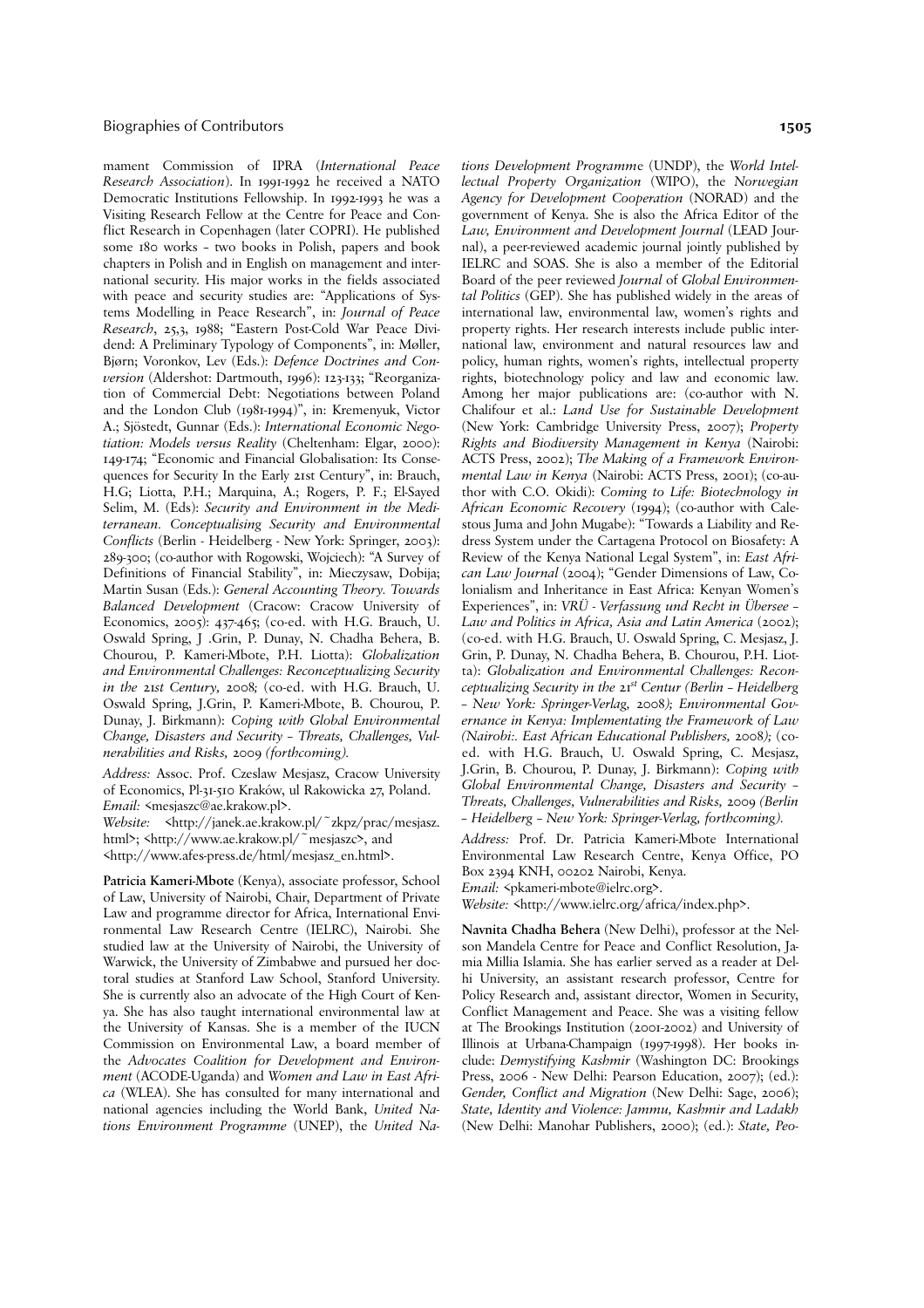mament Commission of IPRA (*International Peace Research Association*). In 1991-1992 he received a NATO Democratic Institutions Fellowship. In 1992-1993 he was a Visiting Research Fellow at the Centre for Peace and Conflict Research in Copenhagen (later COPRI). He published some 180 works – two books in Polish, papers and book chapters in Polish and in English on management and international security. His major works in the fields associated with peace and security studies are: "Applications of Systems Modelling in Peace Research", in: *Journal of Peace Research*, 25,3, 1988; "Eastern Post-Cold War Peace Dividend: A Preliminary Typology of Components", in: Møller, Bjørn; Voronkov, Lev (Eds.): *Defence Doctrines and Conversion* (Aldershot: Dartmouth, 1996): 123-133; "Reorganization of Commercial Debt: Negotiations between Poland and the London Club (1981-1994)", in: Kremenyuk, Victor A.; Sjöstedt, Gunnar (Eds.): *International Economic Negotiation: Models versus Reality* (Cheltenham: Elgar, 2000): 149-174; "Economic and Financial Globalisation: Its Consequences for Security In the Early 21st Century", in: Brauch, H.G; Liotta, P.H.; Marquina, A.; Rogers, P. F.; El-Sayed Selim, M. (Eds): *Security and Environment in the Mediterranean. Conceptualising Security and Environmental Conflicts* (Berlin - Heidelberg - New York: Springer, 2003): 289-300; (co-author with Rogowski, Wojciech): "A Survey of Definitions of Financial Stability", in: Mieczysaw, Dobija; Martin Susan (Eds.): *General Accounting Theory. Towards Balanced Development* (Cracow: Cracow University of Economics, 2005): 437-465; (co-ed. with H.G. Brauch, U. Oswald Spring, J .Grin, P. Dunay, N. Chadha Behera, B. Chourou, P. Kameri-Mbote, P.H. Liotta): *Globalization and Environmental Challenges: Reconceptualizing Security in the 21st Century*, 2008; (co-ed. with H.G. Brauch, U. Oswald Spring, J.Grin, P. Kameri-Mbote, B. Chourou, P. Dunay, J. Birkmann): *Coping with Global Environmental Change, Disasters and Security – Threats, Challenges, Vulnerabilities and Risks, 2009 (forthcoming).*

*Address:* Assoc. Prof. Czeslaw Mesjasz, Cracow University of Economics, Pl-31-510 Kraków, ul Rakowicka 27, Poland.
*Email:* <mesjaszc@ae.krakow.pl>.
*Website:* <http://janek.ae.krakow.pl/~zkpz/prac/mesjasz.html>; <http://www.ae.krakow.pl/~mesjaszc>, and <http://www.afes-press.de/html/mesjasz_en.html>.

**Patricia Kameri-Mbote** (Kenya), associate professor, School of Law, University of Nairobi, Chair, Department of Private Law and programme director for Africa, International Environmental Law Research Centre (IELRC), Nairobi. She studied law at the University of Nairobi, the University of Warwick, the University of Zimbabwe and pursued her doctoral studies at Stanford Law School, Stanford University. She is currently also an advocate of the High Court of Kenya. She has also taught international environmental law at the University of Kansas. She is a member of the IUCN Commission on Environmental Law, a board member of the *Advocates Coalition for Development and Environment* (ACODE-Uganda) and *Women and Law in East Africa* (WLEA). She has consulted for many international and national agencies including the World Bank, *United Nations Environment Programme* (UNEP), the *United Nations Development Programm*e (UNDP), the *World Intellectual Property Organization* (WIPO), the *Norwegian Agency for Development Cooperation* (NORAD) and the government of Kenya. She is also the Africa Editor of the *Law, Environment and Development Journal* (LEAD Journal), a peer-reviewed academic journal jointly published by IELRC and SOAS. She is also a member of the Editorial Board of the peer reviewed *Journal* of *Global Environmental Politics* (GEP). She has published widely in the areas of international law, environmental law, women's rights and property rights. Her research interests include public international law, environment and natural resources law and policy, human rights, women's rights, intellectual property rights, biotechnology policy and law and economic law. Among her major publications are: (co-author with N. Chalifour et al.: *Land Use for Sustainable Development* (New York: Cambridge University Press, 2007); *Property Rights and Biodiversity Management in Kenya* (Nairobi: ACTS Press, 2002); *The Making of a Framework Environmental Law in Kenya* (Nairobi: ACTS Press, 2001); (co-author with C.O. Okidi): *Coming to Life: Biotechnology in African Economic Recovery* (1994); (co-author with Calestous Juma and John Mugabe): "Towards a Liability and Redress System under the Cartagena Protocol on Biosafety: A Review of the Kenya National Legal System", in: *East African Law Journal* (2004); "Gender Dimensions of Law, Colonialism and Inheritance in East Africa: Kenyan Women's Experiences", in: *VRÜ - Verfassung und Recht in Übersee – Law and Politics in Africa, Asia and Latin America* (2002); (co-ed. with H.G. Brauch, U. Oswald Spring, C. Mesjasz, J. Grin, P. Dunay, N. Chadha Behera, B. Chourou, P.H. Liotta): *Globalization and Environmental Challenges: Reconceptualizing Security in the 21st Centur (Berlin – Heidelberg – New York: Springer-Verlag, 2008); Environmental Governance in Kenya: Implementating the Framework of Law (Nairobi:. East African Educational Publishers, 2008);* (co-ed. with H.G. Brauch, U. Oswald Spring, C. Mesjasz, J.Grin, B. Chourou, P. Dunay, J. Birkmann): *Coping with Global Environmental Change, Disasters and Security – Threats, Challenges, Vulnerabilities and Risks, 2009 (Berlin – Heidelberg – New York: Springer-Verlag, forthcoming).*

*Address:* Prof. Dr. Patricia Kameri-Mbote International Environmental Law Research Centre, Kenya Office, PO Box 2394 KNH, 00202 Nairobi, Kenya.
*Email:* <pkameri-mbote@ielrc.org>.
*Website:* <http://www.ielrc.org/africa/index.php>.

**Navnita Chadha Behera** (New Delhi), professor at the Nelson Mandela Centre for Peace and Conflict Resolution, Jamia Millia Islamia. She has earlier served as a reader at Delhi University, an assistant research professor, Centre for Policy Research and, assistant director, Women in Security, Conflict Management and Peace. She was a visiting fellow at The Brookings Institution (2001-2002) and University of Illinois at Urbana-Champaign (1997-1998). Her books include: *Demystifying Kashmir* (Washington DC: Brookings Press, 2006 - New Delhi: Pearson Education, 2007); (ed.): *Gender, Conflict and Migration* (New Delhi: Sage, 2006); *State, Identity and Violence: Jammu, Kashmir and Ladakh* (New Delhi: Manohar Publishers, 2000); (ed.): *State, Peo-*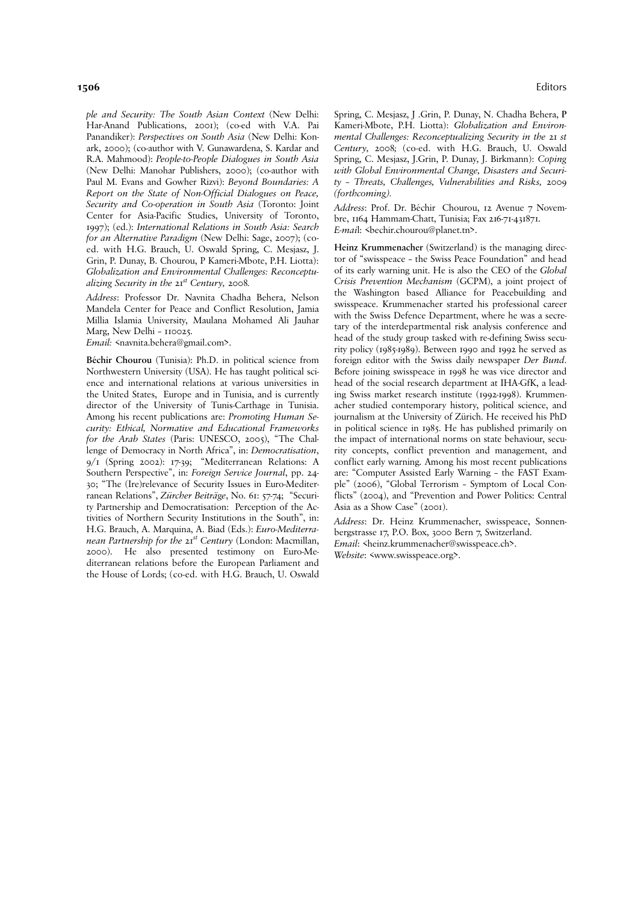*ple and Security: The South Asian Context* (New Delhi: Har-Anand Publications, 2001); (co-ed with V.A. Pai Panandiker): *Perspectives on South Asia* (New Delhi: Konark, 2000); (co-author with V. Gunawardena, S. Kardar and R.A. Mahmood): *People-to-People Dialogues in South Asia* (New Delhi: Manohar Publishers, 2000); (co-author with Paul M. Evans and Gowher Rizvi): *Beyond Boundaries: A Report on the State of Non-Official Dialogues on Peace, Security and Co-operation in South Asia* (Toronto: Joint Center for Asia-Pacific Studies, University of Toronto, 1997); (ed.): *International Relations in South Asia: Search for an Alternative Paradigm* (New Delhi: Sage, 2007); (co-ed. with H.G. Brauch, U. Oswald Spring, C. Mesjasz, J. Grin, P. Dunay, B. Chourou, P Kameri-Mbote, P.H. Liotta): *Globalization and Environmental Challenges: Reconceptualizing Security in the 21st Century,* 2008.

*Address*: Professor Dr. Navnita Chadha Behera, Nelson Mandela Center for Peace and Conflict Resolution, Jamia Millia Islamia University, Maulana Mohamed Ali Jauhar Marg, New Delhi – 110025.
*Email:* <navnita.behera@gmail.com>.

**Béchir Chourou** (Tunisia): Ph.D. in political science from Northwestern University (USA). He has taught political science and international relations at various universities in the United States, Europe and in Tunisia, and is currently director of the University of Tunis-Carthage in Tunisia. Among his recent publications are: *Promoting Human Security: Ethical, Normative and Educational Frameworks for the Arab States* (Paris: UNESCO, 2005), "The Challenge of Democracy in North Africa", in: *Democratisation*, 9/1 (Spring 2002): 17-39; "Mediterranean Relations: A Southern Perspective", in: *Foreign Service Journal*, pp. 24-30; "The (Ir)relevance of Security Issues in Euro-Mediterranean Relations", *Zürcher Beiträge*, No. 61: 57-74; "Security Partnership and Democratisation: Perception of the Activities of Northern Security Institutions in the South", in: H.G. Brauch, A. Marquina, A. Biad (Eds.): *Euro-Mediterranean Partnership for the 21st Century* (London: Macmillan, 2000). He also presented testimony on Euro-Mediterranean relations before the European Parliament and the House of Lords; (co-ed. with H.G. Brauch, U. Oswald Spring, C. Mesjasz, J .Grin, P. Dunay, N. Chadha Behera, P Kameri-Mbote, P.H. Liotta): *Globalization and Environmental Challenges: Reconceptualizing Security in the 21 st Century,* 2008; (co-ed. with H.G. Brauch, U. Oswald Spring, C. Mesjasz, J.Grin, P. Dunay, J. Birkmann): *Coping with Global Environmental Change, Disasters and Security – Threats, Challenges, Vulnerabilities and Risks,* 2009 *(forthcoming).*

*Address*: Prof. Dr. Béchir Chourou, 12 Avenue 7 Novembre, 1164 Hammam-Chatt, Tunisia; Fax 216-71-431871.
*E-mail*: <bechir.chourou@planet.tn>.

**Heinz Krummenacher** (Switzerland) is the managing director of "swisspeace – the Swiss Peace Foundation" and head of its early warning unit. He is also the CEO of the *Global Crisis Prevention Mechanism* (GCPM), a joint project of the Washington based Alliance for Peacebuilding and swisspeace. Krummenacher started his professional career with the Swiss Defence Department, where he was a secretary of the interdepartmental risk analysis conference and head of the study group tasked with re-defining Swiss security policy (1985-1989). Between 1990 and 1992 he served as foreign editor with the Swiss daily newspaper *Der Bund*. Before joining swisspeace in 1998 he was vice director and head of the social research department at IHA-GfK, a leading Swiss market research institute (1992-1998). Krummenacher studied contemporary history, political science, and journalism at the University of Zürich. He received his PhD in political science in 1985. He has published primarily on the impact of international norms on state behaviour, security concepts, conflict prevention and management, and conflict early warning. Among his most recent publications are: "Computer Assisted Early Warning – the FAST Example" (2006), "Global Terrorism – Symptom of Local Conflicts" (2004), and "Prevention and Power Politics: Central Asia as a Show Case" (2001).

*Address*: Dr. Heinz Krummenacher, swisspeace, Sonnenbergstrasse 17, P.O. Box, 3000 Bern 7, Switzerland.
*Email*: <heinz.krummenacher@swisspeace.ch>.
*Website*: <www.swisspeace.org>.